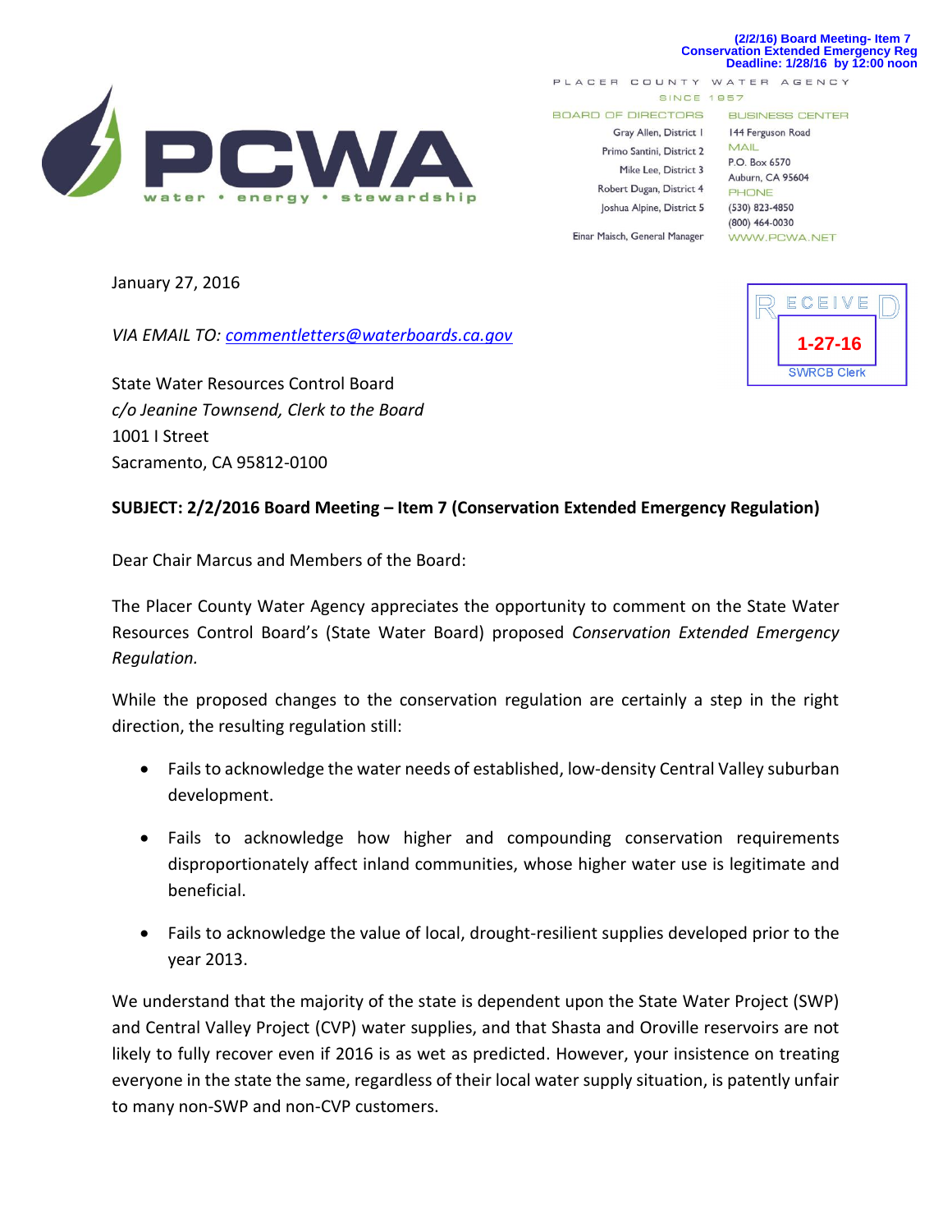(2/2/16) Board Meeting- Item 7
Conservation Extended Emergency Reg
Deadline: 1/28/16 by 12:00 noon

PCWA
water • energy • stewardship

PLACER COUNTY WATER AGENCY
SINCE 1957

BOARD OF DIRECTORS
Gray Allen, District 1
Primo Santini, District 2
Mike Lee, District 3
Robert Dugan, District 4
Joshua Alpine, District 5
Einar Maisch, General Manager

BUSINESS CENTER
144 Ferguson Road
MAIL
P.O. Box 6570
Auburn, CA 95604
PHONE
(530) 823-4850
(800) 464-0030
WWW.PCWA.NET

RECEIVED
1-27-16
SWRCB Clerk

January 27, 2016

*VIA EMAIL TO: commentletters@waterboards.ca.gov*

State Water Resources Control Board
*c/o Jeanine Townsend, Clerk to the Board*
1001 I Street
Sacramento, CA 95812-0100

**SUBJECT: 2/2/2016 Board Meeting – Item 7 (Conservation Extended Emergency Regulation)**

Dear Chair Marcus and Members of the Board:

The Placer County Water Agency appreciates the opportunity to comment on the State Water Resources Control Board's (State Water Board) proposed *Conservation Extended Emergency Regulation.*

While the proposed changes to the conservation regulation are certainly a step in the right direction, the resulting regulation still:

- Fails to acknowledge the water needs of established, low-density Central Valley suburban development.
- Fails to acknowledge how higher and compounding conservation requirements disproportionately affect inland communities, whose higher water use is legitimate and beneficial.
- Fails to acknowledge the value of local, drought-resilient supplies developed prior to the year 2013.

We understand that the majority of the state is dependent upon the State Water Project (SWP) and Central Valley Project (CVP) water supplies, and that Shasta and Oroville reservoirs are not likely to fully recover even if 2016 is as wet as predicted. However, your insistence on treating everyone in the state the same, regardless of their local water supply situation, is patently unfair to many non-SWP and non-CVP customers.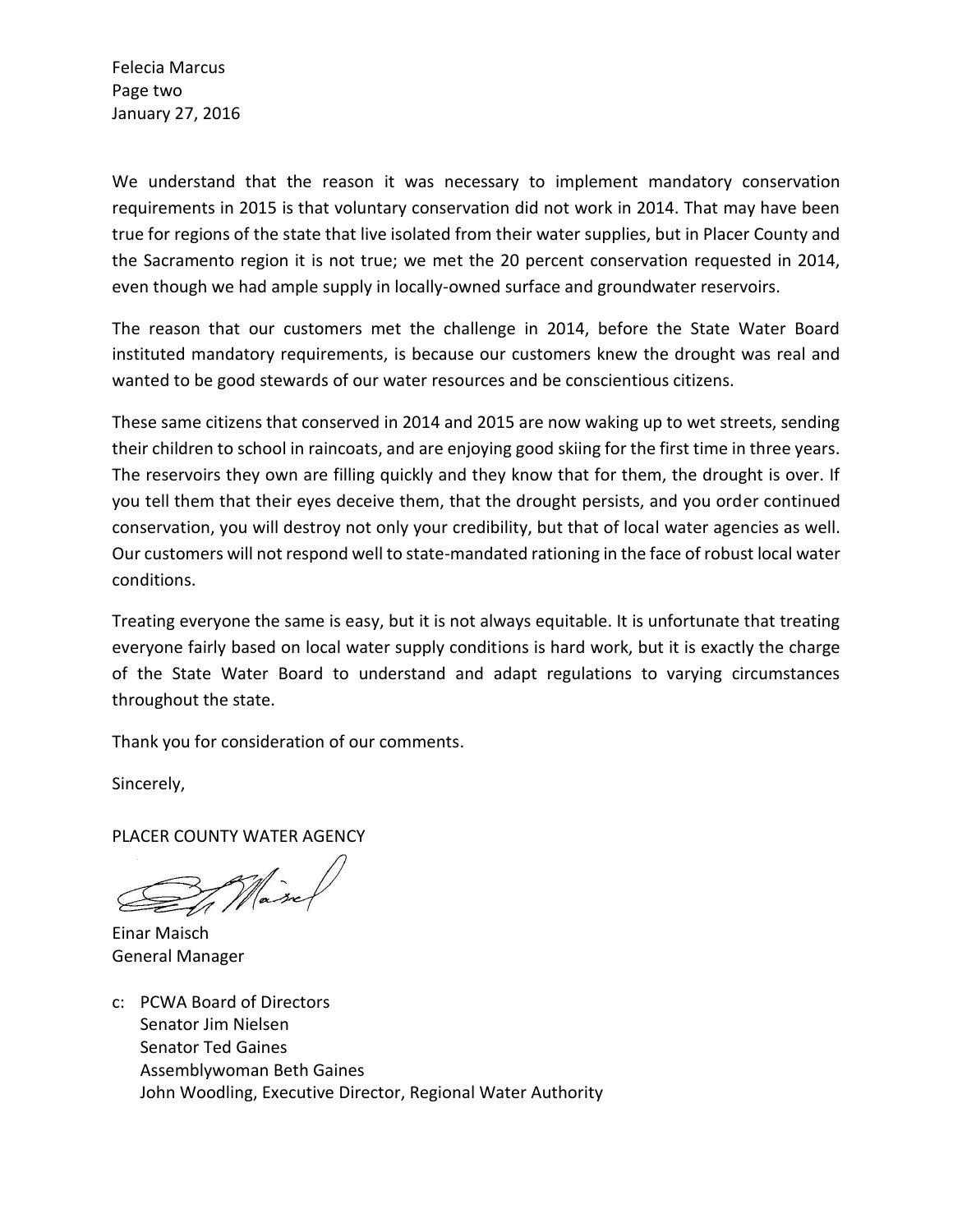Felecia Marcus
Page two
January 27, 2016

We understand that the reason it was necessary to implement mandatory conservation requirements in 2015 is that voluntary conservation did not work in 2014. That may have been true for regions of the state that live isolated from their water supplies, but in Placer County and the Sacramento region it is not true; we met the 20 percent conservation requested in 2014, even though we had ample supply in locally-owned surface and groundwater reservoirs.

The reason that our customers met the challenge in 2014, before the State Water Board instituted mandatory requirements, is because our customers knew the drought was real and wanted to be good stewards of our water resources and be conscientious citizens.

These same citizens that conserved in 2014 and 2015 are now waking up to wet streets, sending their children to school in raincoats, and are enjoying good skiing for the first time in three years. The reservoirs they own are filling quickly and they know that for them, the drought is over. If you tell them that their eyes deceive them, that the drought persists, and you order continued conservation, you will destroy not only your credibility, but that of local water agencies as well. Our customers will not respond well to state-mandated rationing in the face of robust local water conditions.

Treating everyone the same is easy, but it is not always equitable. It is unfortunate that treating everyone fairly based on local water supply conditions is hard work, but it is exactly the charge of the State Water Board to understand and adapt regulations to varying circumstances throughout the state.

Thank you for consideration of our comments.

Sincerely,

PLACER COUNTY WATER AGENCY

Einar Maisch
General Manager

c: PCWA Board of Directors
Senator Jim Nielsen
Senator Ted Gaines
Assemblywoman Beth Gaines
John Woodling, Executive Director, Regional Water Authority